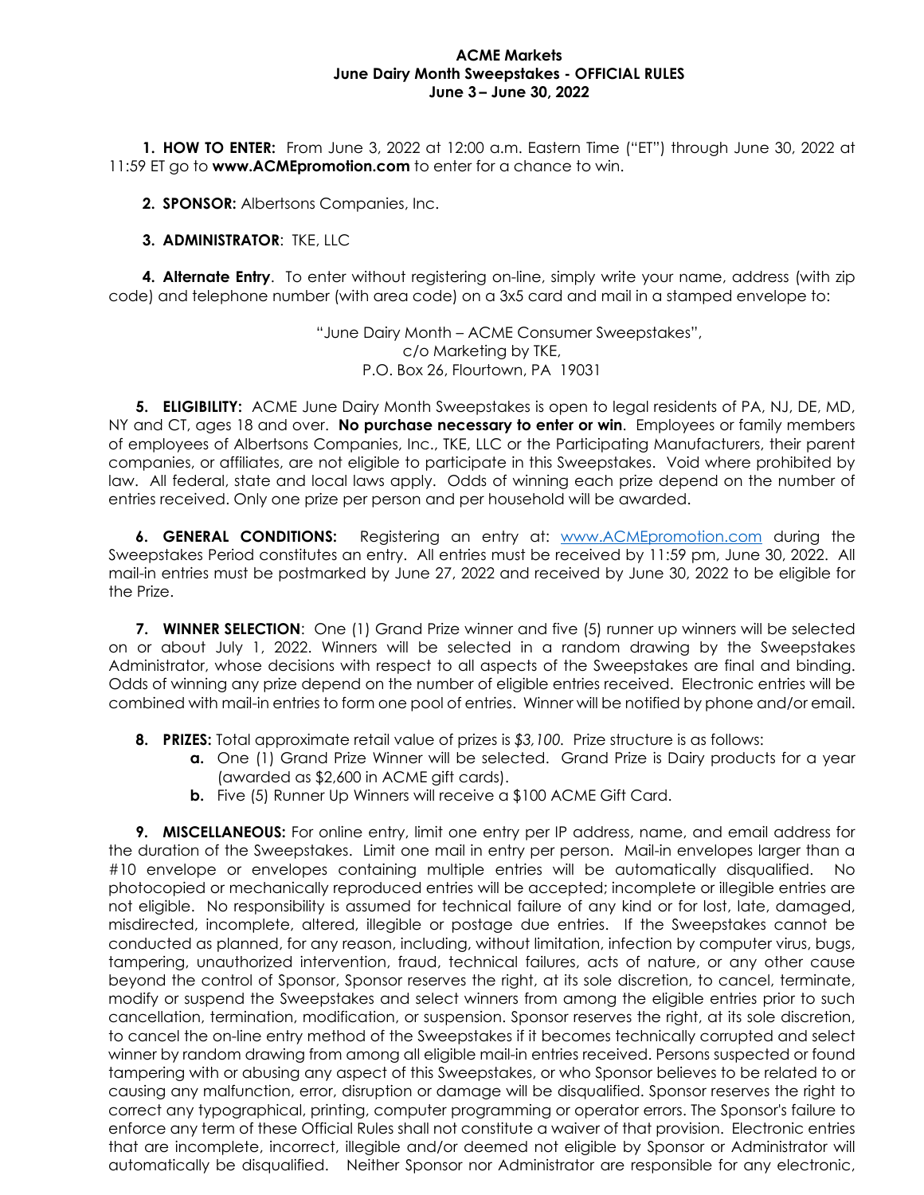**ACME Markets**
**June Dairy Month Sweepstakes - OFFICIAL RULES**
**June 3 – June 30, 2022**

**1. HOW TO ENTER:** From June 3, 2022 at 12:00 a.m. Eastern Time ("ET") through June 30, 2022 at 11:59 ET go to **www.ACMEpromotion.com** to enter for a chance to win.

**2. SPONSOR:** Albertsons Companies, Inc.

**3. ADMINISTRATOR**: TKE, LLC

**4. Alternate Entry**. To enter without registering on-line, simply write your name, address (with zip code) and telephone number (with area code) on a 3x5 card and mail in a stamped envelope to:

"June Dairy Month – ACME Consumer Sweepstakes",
c/o Marketing by TKE,
P.O. Box 26, Flourtown, PA 19031

**5. ELIGIBILITY:** ACME June Dairy Month Sweepstakes is open to legal residents of PA, NJ, DE, MD, NY and CT, ages 18 and over. **No purchase necessary to enter or win**. Employees or family members of employees of Albertsons Companies, Inc., TKE, LLC or the Participating Manufacturers, their parent companies, or affiliates, are not eligible to participate in this Sweepstakes. Void where prohibited by law. All federal, state and local laws apply. Odds of winning each prize depend on the number of entries received. Only one prize per person and per household will be awarded.

**6. GENERAL CONDITIONS:** Registering an entry at: www.ACMEpromotion.com during the Sweepstakes Period constitutes an entry. All entries must be received by 11:59 pm, June 30, 2022. All mail-in entries must be postmarked by June 27, 2022 and received by June 30, 2022 to be eligible for the Prize.

**7. WINNER SELECTION**: One (1) Grand Prize winner and five (5) runner up winners will be selected on or about July 1, 2022. Winners will be selected in a random drawing by the Sweepstakes Administrator, whose decisions with respect to all aspects of the Sweepstakes are final and binding. Odds of winning any prize depend on the number of eligible entries received. Electronic entries will be combined with mail-in entries to form one pool of entries. Winner will be notified by phone and/or email.

**8. PRIZES:** Total approximate retail value of prizes is *$3,100*. Prize structure is as follows:

- **a.** One (1) Grand Prize Winner will be selected. Grand Prize is Dairy products for a year (awarded as $2,600 in ACME gift cards).
- **b.** Five (5) Runner Up Winners will receive a $100 ACME Gift Card.

**9. MISCELLANEOUS:** For online entry, limit one entry per IP address, name, and email address for the duration of the Sweepstakes. Limit one mail in entry per person. Mail-in envelopes larger than a #10 envelope or envelopes containing multiple entries will be automatically disqualified. No photocopied or mechanically reproduced entries will be accepted; incomplete or illegible entries are not eligible. No responsibility is assumed for technical failure of any kind or for lost, late, damaged, misdirected, incomplete, altered, illegible or postage due entries. If the Sweepstakes cannot be conducted as planned, for any reason, including, without limitation, infection by computer virus, bugs, tampering, unauthorized intervention, fraud, technical failures, acts of nature, or any other cause beyond the control of Sponsor, Sponsor reserves the right, at its sole discretion, to cancel, terminate, modify or suspend the Sweepstakes and select winners from among the eligible entries prior to such cancellation, termination, modification, or suspension. Sponsor reserves the right, at its sole discretion, to cancel the on-line entry method of the Sweepstakes if it becomes technically corrupted and select winner by random drawing from among all eligible mail-in entries received. Persons suspected or found tampering with or abusing any aspect of this Sweepstakes, or who Sponsor believes to be related to or causing any malfunction, error, disruption or damage will be disqualified. Sponsor reserves the right to correct any typographical, printing, computer programming or operator errors. The Sponsor's failure to enforce any term of these Official Rules shall not constitute a waiver of that provision. Electronic entries that are incomplete, incorrect, illegible and/or deemed not eligible by Sponsor or Administrator will automatically be disqualified. Neither Sponsor nor Administrator are responsible for any electronic,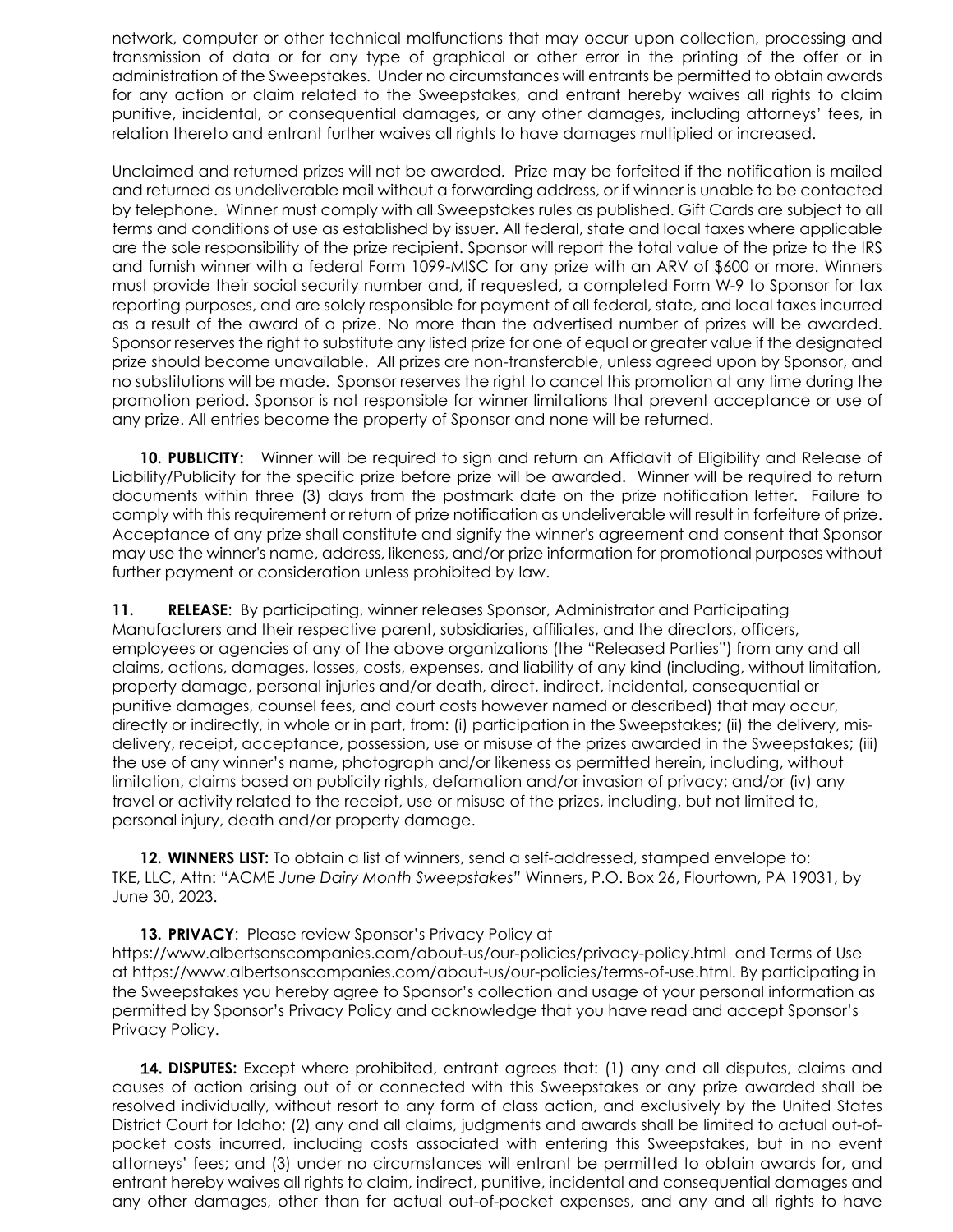network, computer or other technical malfunctions that may occur upon collection, processing and transmission of data or for any type of graphical or other error in the printing of the offer or in administration of the Sweepstakes. Under no circumstances will entrants be permitted to obtain awards for any action or claim related to the Sweepstakes, and entrant hereby waives all rights to claim punitive, incidental, or consequential damages, or any other damages, including attorneys' fees, in relation thereto and entrant further waives all rights to have damages multiplied or increased.

Unclaimed and returned prizes will not be awarded. Prize may be forfeited if the notification is mailed and returned as undeliverable mail without a forwarding address, or if winner is unable to be contacted by telephone. Winner must comply with all Sweepstakes rules as published. Gift Cards are subject to all terms and conditions of use as established by issuer. All federal, state and local taxes where applicable are the sole responsibility of the prize recipient. Sponsor will report the total value of the prize to the IRS and furnish winner with a federal Form 1099-MISC for any prize with an ARV of $600 or more. Winners must provide their social security number and, if requested, a completed Form W-9 to Sponsor for tax reporting purposes, and are solely responsible for payment of all federal, state, and local taxes incurred as a result of the award of a prize. No more than the advertised number of prizes will be awarded. Sponsor reserves the right to substitute any listed prize for one of equal or greater value if the designated prize should become unavailable. All prizes are non-transferable, unless agreed upon by Sponsor, and no substitutions will be made. Sponsor reserves the right to cancel this promotion at any time during the promotion period. Sponsor is not responsible for winner limitations that prevent acceptance or use of any prize. All entries become the property of Sponsor and none will be returned.

**10. PUBLICITY:** Winner will be required to sign and return an Affidavit of Eligibility and Release of Liability/Publicity for the specific prize before prize will be awarded. Winner will be required to return documents within three (3) days from the postmark date on the prize notification letter. Failure to comply with this requirement or return of prize notification as undeliverable will result in forfeiture of prize. Acceptance of any prize shall constitute and signify the winner's agreement and consent that Sponsor may use the winner's name, address, likeness, and/or prize information for promotional purposes without further payment or consideration unless prohibited by law.

**11. RELEASE**: By participating, winner releases Sponsor, Administrator and Participating Manufacturers and their respective parent, subsidiaries, affiliates, and the directors, officers, employees or agencies of any of the above organizations (the "Released Parties") from any and all claims, actions, damages, losses, costs, expenses, and liability of any kind (including, without limitation, property damage, personal injuries and/or death, direct, indirect, incidental, consequential or punitive damages, counsel fees, and court costs however named or described) that may occur, directly or indirectly, in whole or in part, from: (i) participation in the Sweepstakes; (ii) the delivery, mis-delivery, receipt, acceptance, possession, use or misuse of the prizes awarded in the Sweepstakes; (iii) the use of any winner's name, photograph and/or likeness as permitted herein, including, without limitation, claims based on publicity rights, defamation and/or invasion of privacy; and/or (iv) any travel or activity related to the receipt, use or misuse of the prizes, including, but not limited to, personal injury, death and/or property damage.

**12. WINNERS LIST:** To obtain a list of winners, send a self-addressed, stamped envelope to: TKE, LLC, Attn: "ACME *June Dairy Month Sweepstakes"* Winners, P.O. Box 26, Flourtown, PA 19031, by June 30, 2023.

**13. PRIVACY**: Please review Sponsor's Privacy Policy at https://www.albertsonscompanies.com/about-us/our-policies/privacy-policy.html and Terms of Use at https://www.albertsonscompanies.com/about-us/our-policies/terms-of-use.html. By participating in the Sweepstakes you hereby agree to Sponsor's collection and usage of your personal information as permitted by Sponsor's Privacy Policy and acknowledge that you have read and accept Sponsor's Privacy Policy.

**14. DISPUTES:** Except where prohibited, entrant agrees that: (1) any and all disputes, claims and causes of action arising out of or connected with this Sweepstakes or any prize awarded shall be resolved individually, without resort to any form of class action, and exclusively by the United States District Court for Idaho; (2) any and all claims, judgments and awards shall be limited to actual out-of-pocket costs incurred, including costs associated with entering this Sweepstakes, but in no event attorneys' fees; and (3) under no circumstances will entrant be permitted to obtain awards for, and entrant hereby waives all rights to claim, indirect, punitive, incidental and consequential damages and any other damages, other than for actual out-of-pocket expenses, and any and all rights to have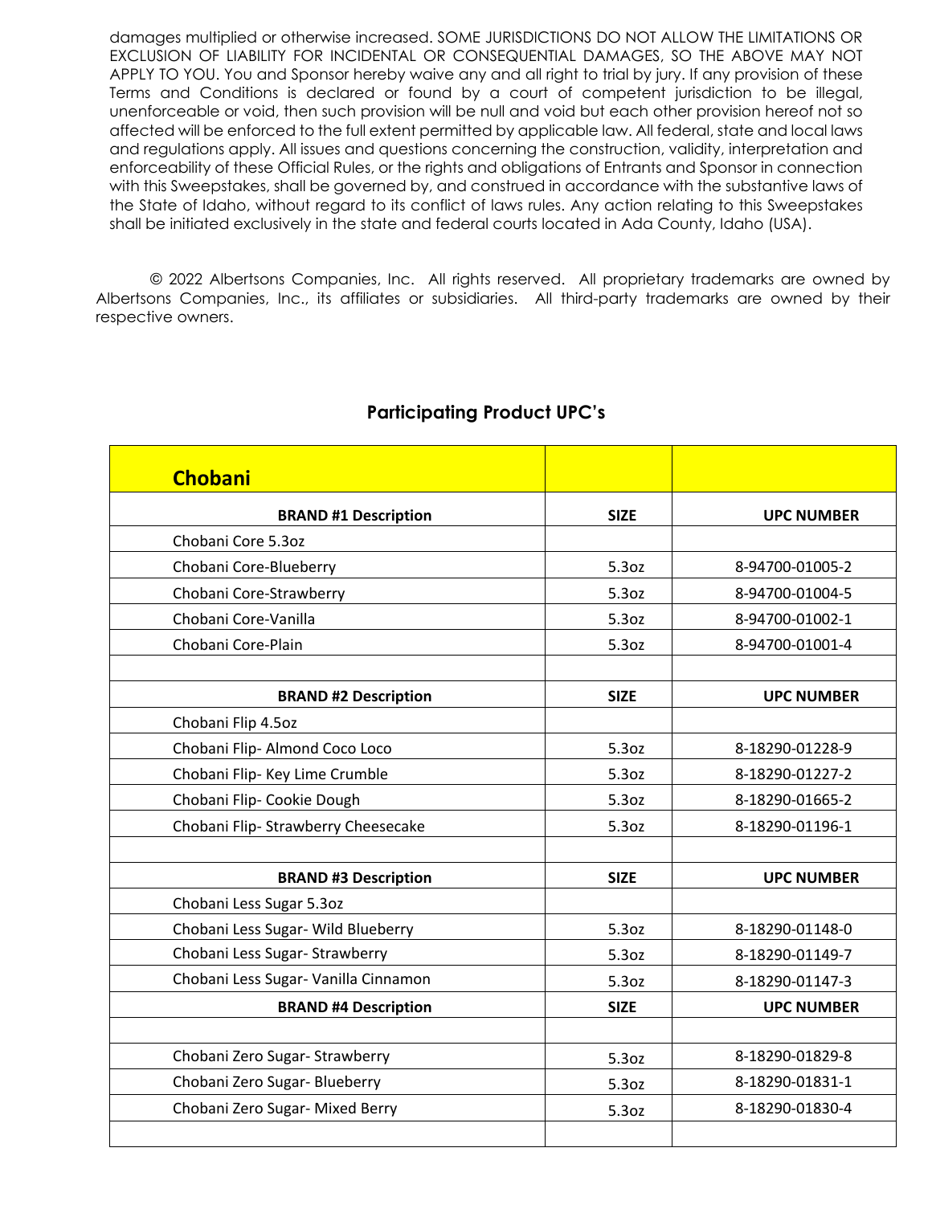damages multiplied or otherwise increased. SOME JURISDICTIONS DO NOT ALLOW THE LIMITATIONS OR EXCLUSION OF LIABILITY FOR INCIDENTAL OR CONSEQUENTIAL DAMAGES, SO THE ABOVE MAY NOT APPLY TO YOU. You and Sponsor hereby waive any and all right to trial by jury. If any provision of these Terms and Conditions is declared or found by a court of competent jurisdiction to be illegal, unenforceable or void, then such provision will be null and void but each other provision hereof not so affected will be enforced to the full extent permitted by applicable law. All federal, state and local laws and regulations apply. All issues and questions concerning the construction, validity, interpretation and enforceability of these Official Rules, or the rights and obligations of Entrants and Sponsor in connection with this Sweepstakes, shall be governed by, and construed in accordance with the substantive laws of the State of Idaho, without regard to its conflict of laws rules. Any action relating to this Sweepstakes shall be initiated exclusively in the state and federal courts located in Ada County, Idaho (USA).

© 2022 Albertsons Companies, Inc. All rights reserved. All proprietary trademarks are owned by Albertsons Companies, Inc., its affiliates or subsidiaries. All third-party trademarks are owned by their respective owners.

## Participating Product UPC's

| **Chobani** | | |
|---|---|---|
| **BRAND #1 Description** | **SIZE** | **UPC NUMBER** |
| Chobani Core 5.3oz | | |
| Chobani Core-Blueberry | 5.3oz | 8-94700-01005-2 |
| Chobani Core-Strawberry | 5.3oz | 8-94700-01004-5 |
| Chobani Core-Vanilla | 5.3oz | 8-94700-01002-1 |
| Chobani Core-Plain | 5.3oz | 8-94700-01001-4 |
| | | |
| **BRAND #2 Description** | **SIZE** | **UPC NUMBER** |
| Chobani Flip 4.5oz | | |
| Chobani Flip- Almond Coco Loco | 5.3oz | 8-18290-01228-9 |
| Chobani Flip- Key Lime Crumble | 5.3oz | 8-18290-01227-2 |
| Chobani Flip- Cookie Dough | 5.3oz | 8-18290-01665-2 |
| Chobani Flip- Strawberry Cheesecake | 5.3oz | 8-18290-01196-1 |
| | | |
| **BRAND #3 Description** | **SIZE** | **UPC NUMBER** |
| Chobani Less Sugar 5.3oz | | |
| Chobani Less Sugar- Wild Blueberry | 5.3oz | 8-18290-01148-0 |
| Chobani Less Sugar- Strawberry | 5.3oz | 8-18290-01149-7 |
| Chobani Less Sugar- Vanilla Cinnamon | 5.3oz | 8-18290-01147-3 |
| **BRAND #4 Description** | **SIZE** | **UPC NUMBER** |
| | | |
| Chobani Zero Sugar- Strawberry | 5.3oz | 8-18290-01829-8 |
| Chobani Zero Sugar- Blueberry | 5.3oz | 8-18290-01831-1 |
| Chobani Zero Sugar- Mixed Berry | 5.3oz | 8-18290-01830-4 |
| | | |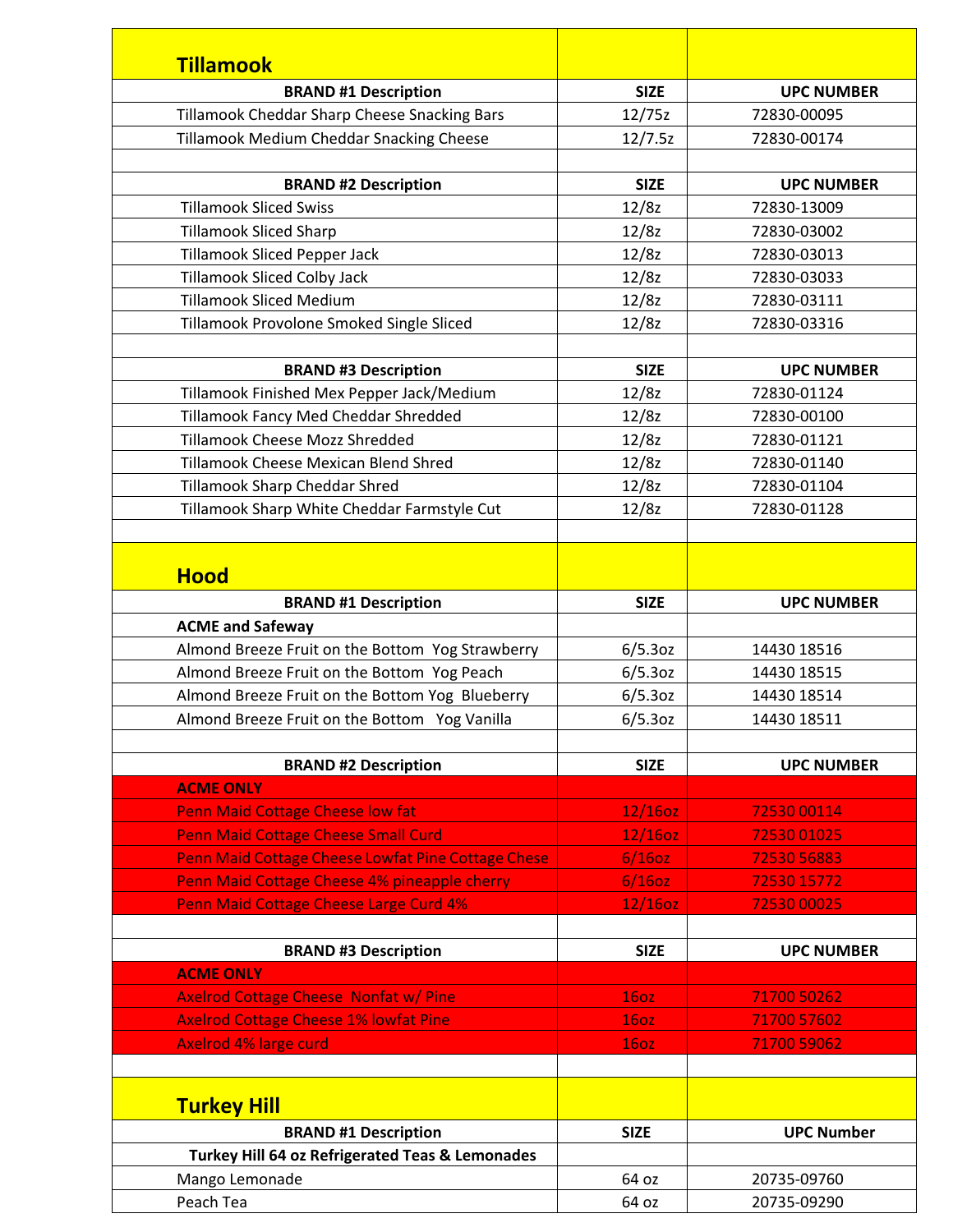| Tillamook | | |
|---|---|---|
| **BRAND #1 Description** | **SIZE** | **UPC NUMBER** |
| Tillamook Cheddar Sharp Cheese Snacking Bars | 12/75z | 72830-00095 |
| Tillamook Medium Cheddar Snacking Cheese | 12/7.5z | 72830-00174 |
| | | |
| **BRAND #2 Description** | **SIZE** | **UPC NUMBER** |
| Tillamook Sliced Swiss | 12/8z | 72830-13009 |
| Tillamook Sliced Sharp | 12/8z | 72830-03002 |
| Tillamook Sliced Pepper Jack | 12/8z | 72830-03013 |
| Tillamook Sliced Colby Jack | 12/8z | 72830-03033 |
| Tillamook Sliced Medium | 12/8z | 72830-03111 |
| Tillamook Provolone Smoked Single Sliced | 12/8z | 72830-03316 |
| | | |
| **BRAND #3 Description** | **SIZE** | **UPC NUMBER** |
| Tillamook Finished Mex Pepper Jack/Medium | 12/8z | 72830-01124 |
| Tillamook Fancy Med Cheddar Shredded | 12/8z | 72830-00100 |
| Tillamook Cheese Mozz Shredded | 12/8z | 72830-01121 |
| Tillamook Cheese Mexican Blend Shred | 12/8z | 72830-01140 |
| Tillamook Sharp Cheddar Shred | 12/8z | 72830-01104 |
| Tillamook Sharp White Cheddar Farmstyle Cut | 12/8z | 72830-01128 |

| Hood | | |
|---|---|---|
| **BRAND #1 Description** | **SIZE** | **UPC NUMBER** |
| **ACME and Safeway** | | |
| Almond Breeze Fruit on the Bottom Yog Strawberry | 6/5.3oz | 14430 18516 |
| Almond Breeze Fruit on the Bottom Yog Peach | 6/5.3oz | 14430 18515 |
| Almond Breeze Fruit on the Bottom Yog Blueberry | 6/5.3oz | 14430 18514 |
| Almond Breeze Fruit on the Bottom Yog Vanilla | 6/5.3oz | 14430 18511 |
| | | |
| **BRAND #2 Description** | **SIZE** | **UPC NUMBER** |
| **ACME ONLY** | | |
| Penn Maid Cottage Cheese low fat | 12/16oz | 72530 00114 |
| Penn Maid Cottage Cheese Small Curd | 12/16oz | 72530 01025 |
| Penn Maid Cottage Cheese Lowfat Pine Cottage Chese | 6/16oz | 72530 56883 |
| Penn Maid Cottage Cheese 4% pineapple cherry | 6/16oz | 72530 15772 |
| Penn Maid Cottage Cheese Large Curd 4% | 12/16oz | 72530 00025 |
| | | |
| **BRAND #3 Description** | **SIZE** | **UPC NUMBER** |
| **ACME ONLY** | | |
| Axelrod Cottage Cheese Nonfat w/ Pine | 16oz | 71700 50262 |
| Axelrod Cottage Cheese 1% lowfat Pine | 16oz | 71700 57602 |
| Axelrod 4% large curd | 16oz | 71700 59062 |

| Turkey Hill | | |
|---|---|---|
| **BRAND #1 Description** | **SIZE** | **UPC Number** |
| **Turkey Hill 64 oz Refrigerated Teas & Lemonades** | | |
| Mango Lemonade | 64 oz | 20735-09760 |
| Peach Tea | 64 oz | 20735-09290 |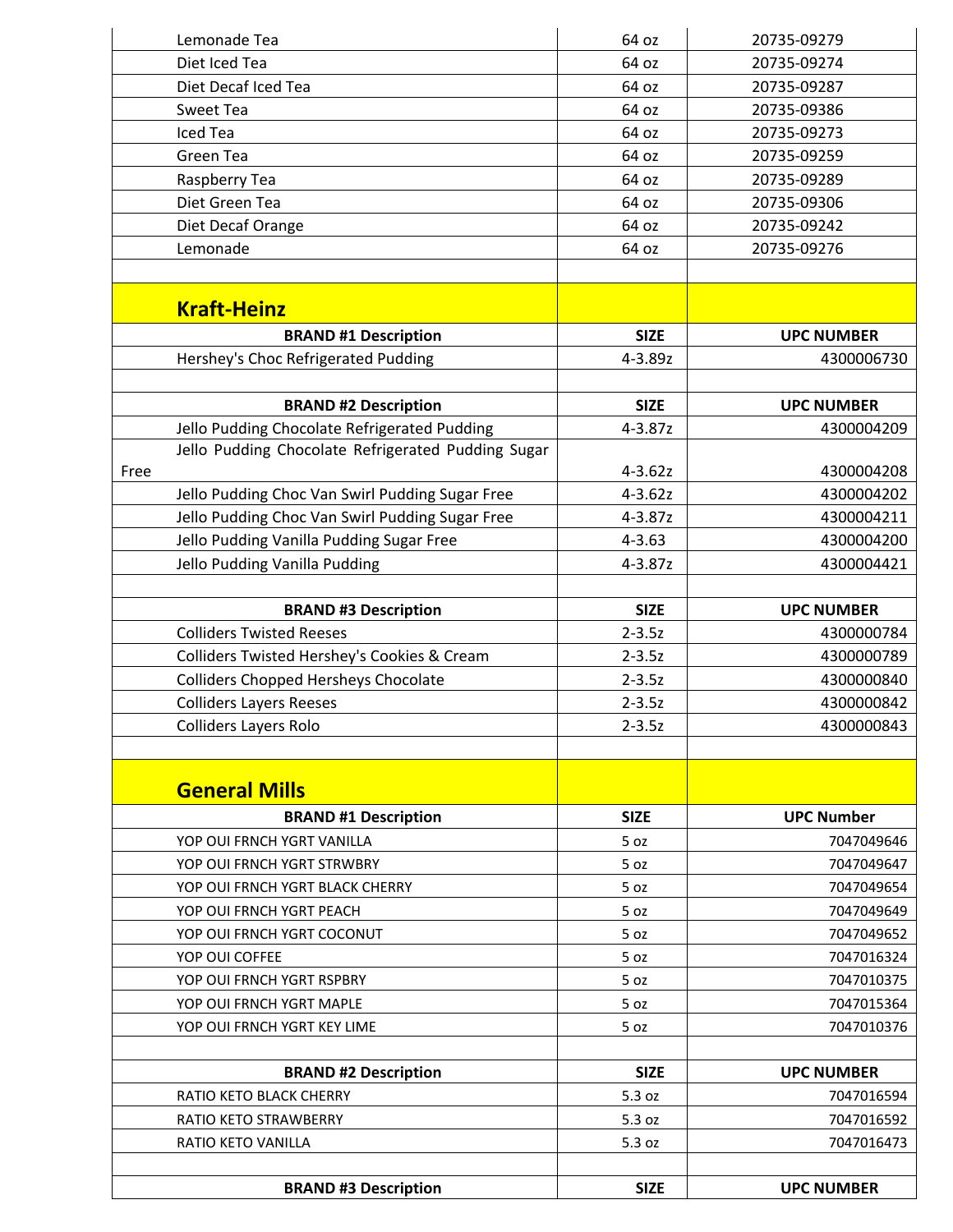| | | |
|---|---|---|
| Lemonade Tea | 64 oz | 20735-09279 |
| Diet Iced Tea | 64 oz | 20735-09274 |
| Diet Decaf Iced Tea | 64 oz | 20735-09287 |
| Sweet Tea | 64 oz | 20735-09386 |
| Iced Tea | 64 oz | 20735-09273 |
| Green Tea | 64 oz | 20735-09259 |
| Raspberry Tea | 64 oz | 20735-09289 |
| Diet Green Tea | 64 oz | 20735-09306 |
| Diet Decaf Orange | 64 oz | 20735-09242 |
| Lemonade | 64 oz | 20735-09276 |

## Kraft-Heinz

| BRAND #1 Description | SIZE | UPC NUMBER |
|---|---|---|
| Hershey's Choc Refrigerated Pudding | 4-3.89z | 4300006730 |

| BRAND #2 Description | SIZE | UPC NUMBER |
|---|---|---|
| Jello Pudding Chocolate Refrigerated Pudding | 4-3.87z | 4300004209 |
| Jello Pudding Chocolate Refrigerated Pudding Sugar Free | 4-3.62z | 4300004208 |
| Jello Pudding Choc Van Swirl Pudding Sugar Free | 4-3.62z | 4300004202 |
| Jello Pudding Choc Van Swirl Pudding Sugar Free | 4-3.87z | 4300004211 |
| Jello Pudding Vanilla Pudding Sugar Free | 4-3.63 | 4300004200 |
| Jello Pudding Vanilla Pudding | 4-3.87z | 4300004421 |

| BRAND #3 Description | SIZE | UPC NUMBER |
|---|---|---|
| Colliders Twisted Reeses | 2-3.5z | 4300000784 |
| Colliders Twisted Hershey's Cookies & Cream | 2-3.5z | 4300000789 |
| Colliders Chopped Hersheys Chocolate | 2-3.5z | 4300000840 |
| Colliders Layers Reeses | 2-3.5z | 4300000842 |
| Colliders Layers Rolo | 2-3.5z | 4300000843 |

## General Mills

| BRAND #1 Description | SIZE | UPC Number |
|---|---|---|
| YOP OUI FRNCH YGRT VANILLA | 5 oz | 7047049646 |
| YOP OUI FRNCH YGRT STRWBRY | 5 oz | 7047049647 |
| YOP OUI FRNCH YGRT BLACK CHERRY | 5 oz | 7047049654 |
| YOP OUI FRNCH YGRT PEACH | 5 oz | 7047049649 |
| YOP OUI FRNCH YGRT COCONUT | 5 oz | 7047049652 |
| YOP OUI COFFEE | 5 oz | 7047016324 |
| YOP OUI FRNCH YGRT RSPBRY | 5 oz | 7047010375 |
| YOP OUI FRNCH YGRT MAPLE | 5 oz | 7047015364 |
| YOP OUI FRNCH YGRT KEY LIME | 5 oz | 7047010376 |

| BRAND #2 Description | SIZE | UPC NUMBER |
|---|---|---|
| RATIO KETO BLACK CHERRY | 5.3 oz | 7047016594 |
| RATIO KETO STRAWBERRY | 5.3 oz | 7047016592 |
| RATIO KETO VANILLA | 5.3 oz | 7047016473 |

| BRAND #3 Description | SIZE | UPC NUMBER |
|---|---|---|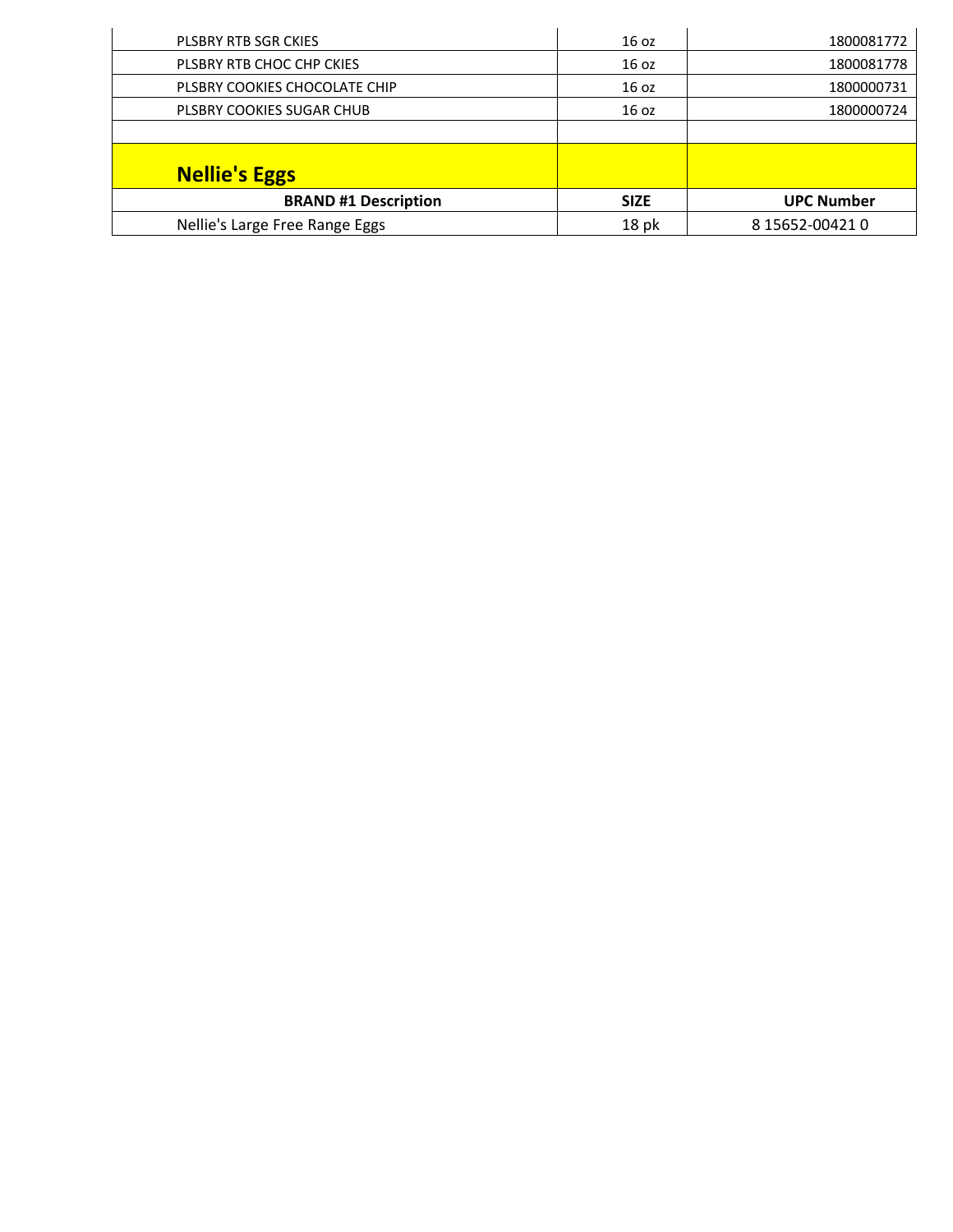| | | |
|---|---|---|
| PLSBRY RTB SGR CKIES | 16 oz | 1800081772 |
| PLSBRY RTB CHOC CHP CKIES | 16 oz | 1800081778 |
| PLSBRY COOKIES CHOCOLATE CHIP | 16 oz | 1800000731 |
| PLSBRY COOKIES SUGAR CHUB | 16 oz | 1800000724 |

## Nellie's Eggs

| BRAND #1 Description | SIZE | UPC Number |
|---|---|---|
| Nellie's Large Free Range Eggs | 18 pk | 8 15652-00421 0 |